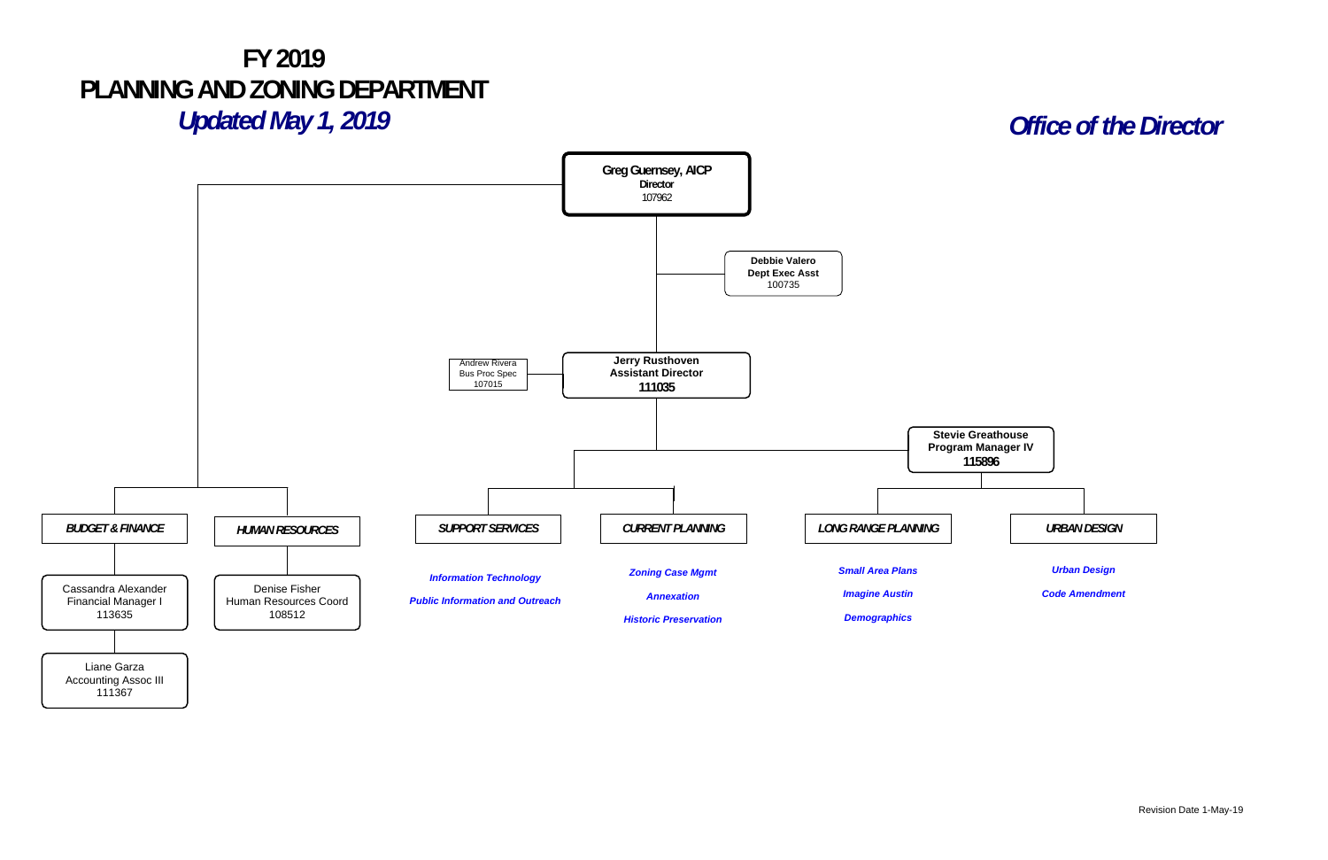# FY 2019
# PLANNING AND ZONING DEPARTMENT

***Updated May 1, 2019***

## *Office of the Director*

**Greg Guernsey, AICP**
**Director**
107962

**Debbie Valero**
**Dept Exec Asst**
100735

**Jerry Rusthoven**
**Assistant Director**
**111035**

Andrew Rivera
Bus Proc Spec
107015

**Stevie Greathouse**
**Program Manager IV**
**115896**

***BUDGET & FINANCE***

Cassandra Alexander
Financial Manager I
113635

Liane Garza
Accounting Assoc III
111367

***HUMAN RESOURCES***

Denise Fisher
Human Resources Coord
108512

***SUPPORT SERVICES***

- ***Information Technology***
- ***Public Information and Outreach***

***CURRENT PLANNING***

- ***Zoning Case Mgmt***
- ***Annexation***
- ***Historic Preservation***

***LONG RANGE PLANNING***

- ***Small Area Plans***
- ***Imagine Austin***
- ***Demographics***

***URBAN DESIGN***

- ***Urban Design***
- ***Code Amendment***

Revision Date 1-May-19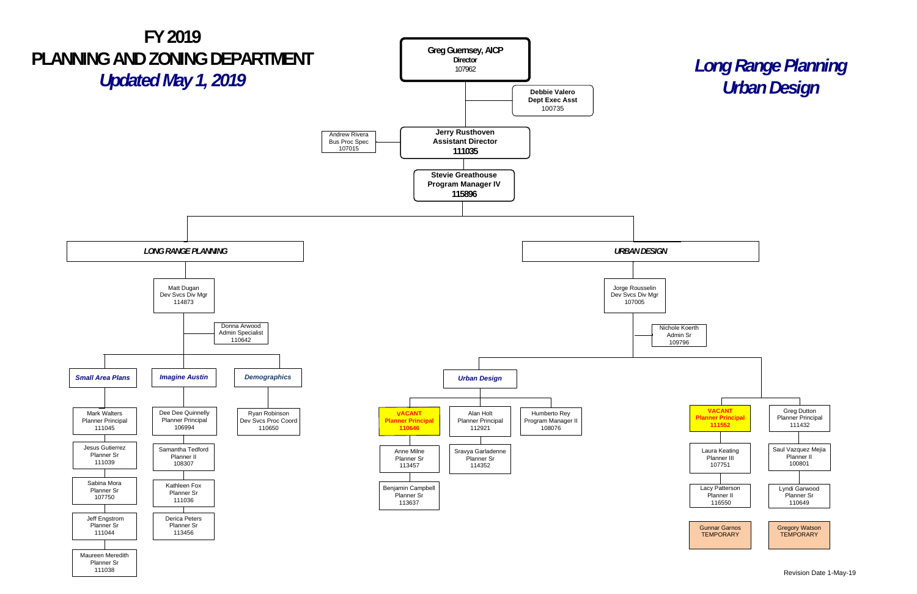# FY 2019
# PLANNING AND ZONING DEPARTMENT
## *Updated May 1, 2019*

## *Long Range Planning Urban Design*

**Greg Guernsey, AICP**
**Director**
107962

- **Debbie Valero** – Dept Exec Asst – 100735

**Jerry Rusthoven**
**Assistant Director**
**111035**

- Andrew Rivera – Bus Proc Spec – 107015

**Stevie Greathouse**
**Program Manager IV**
**115896**

### *LONG RANGE PLANNING*

Matt Dugan – Dev Svcs Div Mgr – 114873

- Donna Arwood – Admin Specialist – 110642

#### *Small Area Plans*

- Mark Walters – Planner Principal – 111045
- Jesus Gutierrez – Planner Sr – 111039
- Sabina Mora – Planner Sr – 107750
- Jeff Engstrom – Planner Sr – 111044
- Maureen Meredith – Planner Sr – 111038

#### *Imagine Austin*

- Dee Dee Quinnelly – Planner Principal – 106994
- Samantha Tedford – Planner II – 108307
- Kathleen Fox – Planner Sr – 111036
- Derica Peters – Planner Sr – 113456

#### *Demographics*

- Ryan Robinson – Dev Svcs Proc Coord – 110650

### *URBAN DESIGN*

Jorge Rousselin – Dev Svcs Div Mgr – 107005

- Nichole Koerth – Admin Sr – 109796

#### *Urban Design*

- **VACANT – Planner Principal – 110646**
  - Anne Milne – Planner Sr – 113457
  - Benjamin Campbell – Planner Sr – 113637
- Alan Holt – Planner Principal – 112921
  - Sravya Garladenne – Planner Sr – 114352
- Humberto Rey – Program Manager II – 108076

#### Urban Design (second group)

- **VACANT – Planner Principal – 111552**
  - Laura Keating – Planner III – 107751
  - Lacy Patterson – Planner II – 116550
  - Gunnar Garnos – TEMPORARY
- Greg Dutton – Planner Principal – 111432
  - Saul Vazquez Mejia – Planner II – 100801
  - Lyndi Garwood – Planner Sr – 110649
  - Gregory Watson – TEMPORARY

Revision Date 1-May-19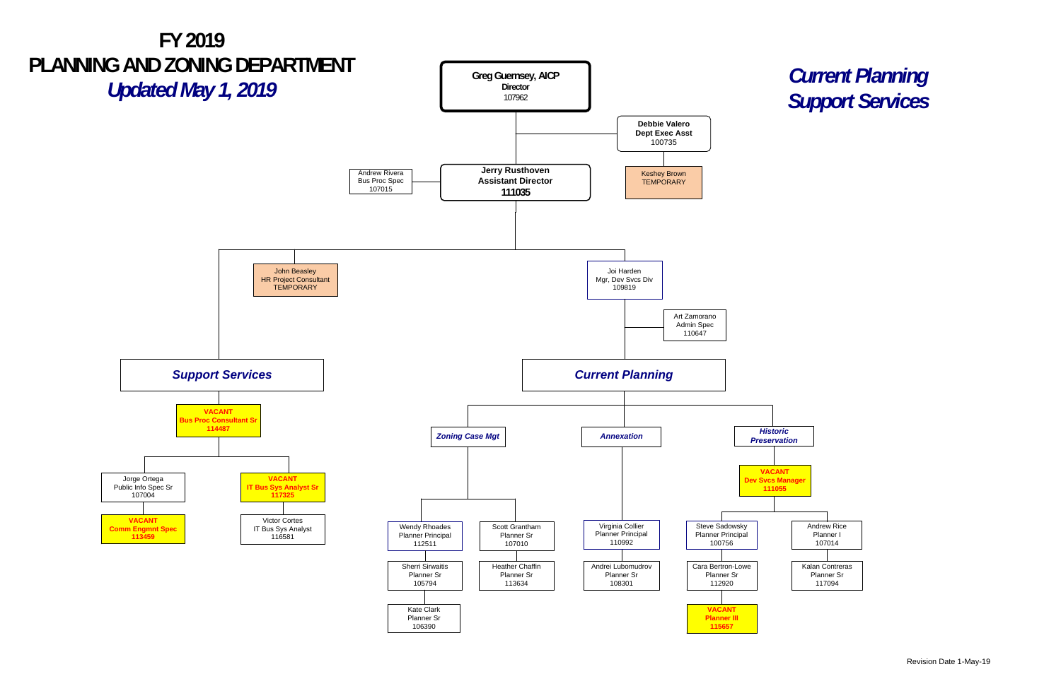# FY 2019
# PLANNING AND ZONING DEPARTMENT
## *Updated May 1, 2019*

## *Current Planning Support Services*

**Greg Guernsey, AICP**
**Director**
107962

**Debbie Valero**
**Dept Exec Asst**
100735

Keshey Brown
TEMPORARY

Andrew Rivera
Bus Proc Spec
107015

**Jerry Rusthoven**
**Assistant Director**
**111035**

John Beasley
HR Project Consultant
TEMPORARY

Joi Harden
Mgr, Dev Svcs Div
109819

Art Zamorano
Admin Spec
110647

### *Support Services*

**VACANT**
**Bus Proc Consultant Sr**
**114487**

Jorge Ortega
Public Info Spec Sr
107004

**VACANT**
**Comm Engmnt Spec**
**113459**

**VACANT**
**IT Bus Sys Analyst Sr**
**117325**

Victor Cortes
IT Bus Sys Analyst
116581

### *Current Planning*

#### *Zoning Case Mgt*

Wendy Rhoades
Planner Principal
112511

Sherri Sirwaitis
Planner Sr
105794

Kate Clark
Planner Sr
106390

Scott Grantham
Planner Sr
107010

Heather Chaffin
Planner Sr
113634

#### *Annexation*

Virginia Collier
Planner Principal
110992

Andrei Lubomudrov
Planner Sr
108301

#### *Historic Preservation*

**VACANT**
**Dev Svcs Manager**
**111055**

Steve Sadowsky
Planner Principal
100756

Cara Bertron-Lowe
Planner Sr
112920

**VACANT**
**Planner III**
**115657**

Andrew Rice
Planner I
107014

Kalan Contreras
Planner Sr
117094

Revision Date 1-May-19